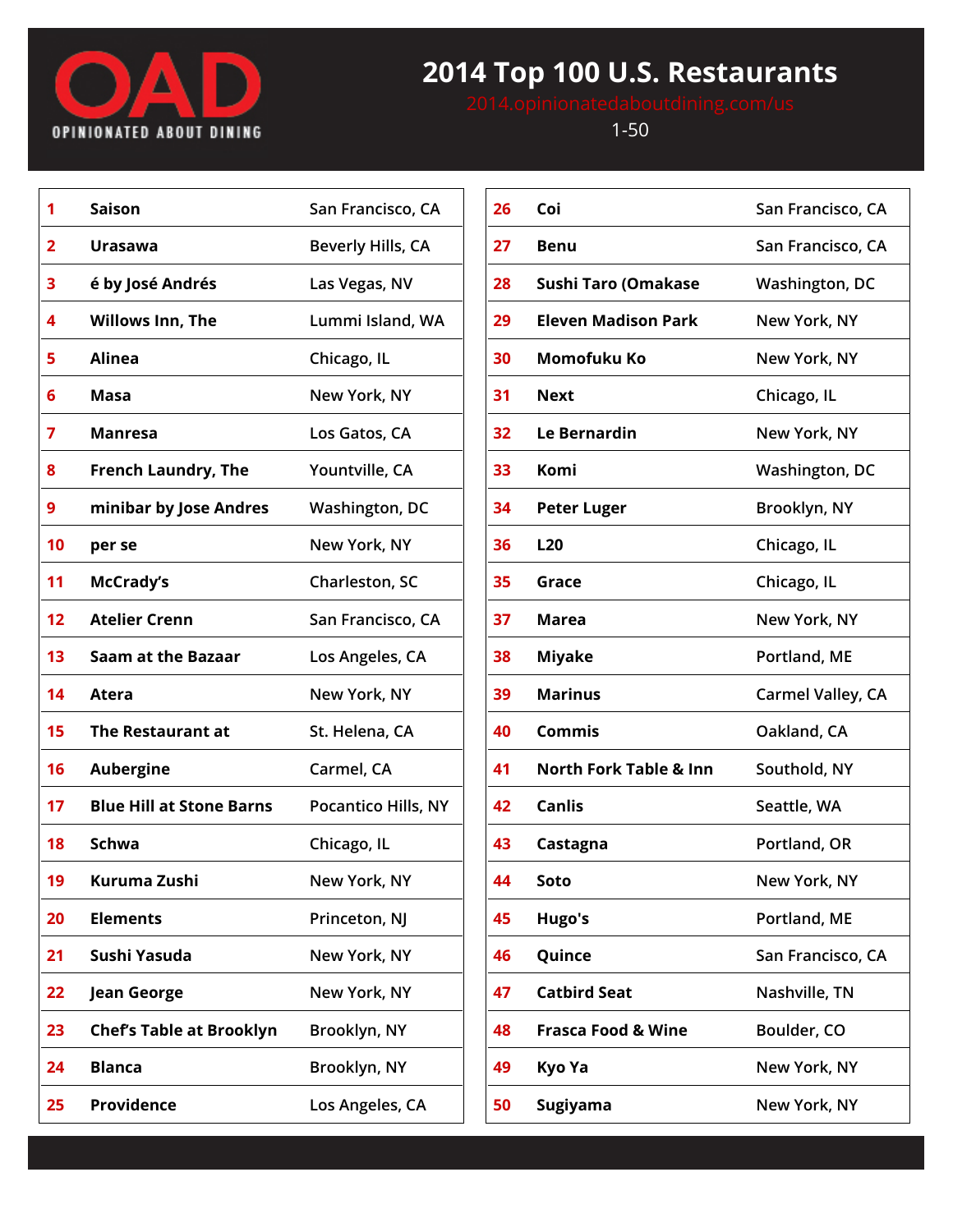OPINIONATED ABOUT DINING

# 2014 Top 100 U.S. Restaurants

2014.opinionatedaboutdining.com/us

1-50

| Rank | Restaurant | Location |
|---|---|---|
| 1 | Saison | San Francisco, CA |
| 2 | Urasawa | Beverly Hills, CA |
| 3 | é by José Andrés | Las Vegas, NV |
| 4 | Willows Inn, The | Lummi Island, WA |
| 5 | Alinea | Chicago, IL |
| 6 | Masa | New York, NY |
| 7 | Manresa | Los Gatos, CA |
| 8 | French Laundry, The | Yountville, CA |
| 9 | minibar by Jose Andres | Washington, DC |
| 10 | per se | New York, NY |
| 11 | McCrady's | Charleston, SC |
| 12 | Atelier Crenn | San Francisco, CA |
| 13 | Saam at the Bazaar | Los Angeles, CA |
| 14 | Atera | New York, NY |
| 15 | The Restaurant at | St. Helena, CA |
| 16 | Aubergine | Carmel, CA |
| 17 | Blue Hill at Stone Barns | Pocantico Hills, NY |
| 18 | Schwa | Chicago, IL |
| 19 | Kuruma Zushi | New York, NY |
| 20 | Elements | Princeton, NJ |
| 21 | Sushi Yasuda | New York, NY |
| 22 | Jean George | New York, NY |
| 23 | Chef's Table at Brooklyn | Brooklyn, NY |
| 24 | Blanca | Brooklyn, NY |
| 25 | Providence | Los Angeles, CA |
| 26 | Coi | San Francisco, CA |
| 27 | Benu | San Francisco, CA |
| 28 | Sushi Taro (Omakase | Washington, DC |
| 29 | Eleven Madison Park | New York, NY |
| 30 | Momofuku Ko | New York, NY |
| 31 | Next | Chicago, IL |
| 32 | Le Bernardin | New York, NY |
| 33 | Komi | Washington, DC |
| 34 | Peter Luger | Brooklyn, NY |
| 36 | L20 | Chicago, IL |
| 35 | Grace | Chicago, IL |
| 37 | Marea | New York, NY |
| 38 | Miyake | Portland, ME |
| 39 | Marinus | Carmel Valley, CA |
| 40 | Commis | Oakland, CA |
| 41 | North Fork Table & Inn | Southold, NY |
| 42 | Canlis | Seattle, WA |
| 43 | Castagna | Portland, OR |
| 44 | Soto | New York, NY |
| 45 | Hugo's | Portland, ME |
| 46 | Quince | San Francisco, CA |
| 47 | Catbird Seat | Nashville, TN |
| 48 | Frasca Food & Wine | Boulder, CO |
| 49 | Kyo Ya | New York, NY |
| 50 | Sugiyama | New York, NY |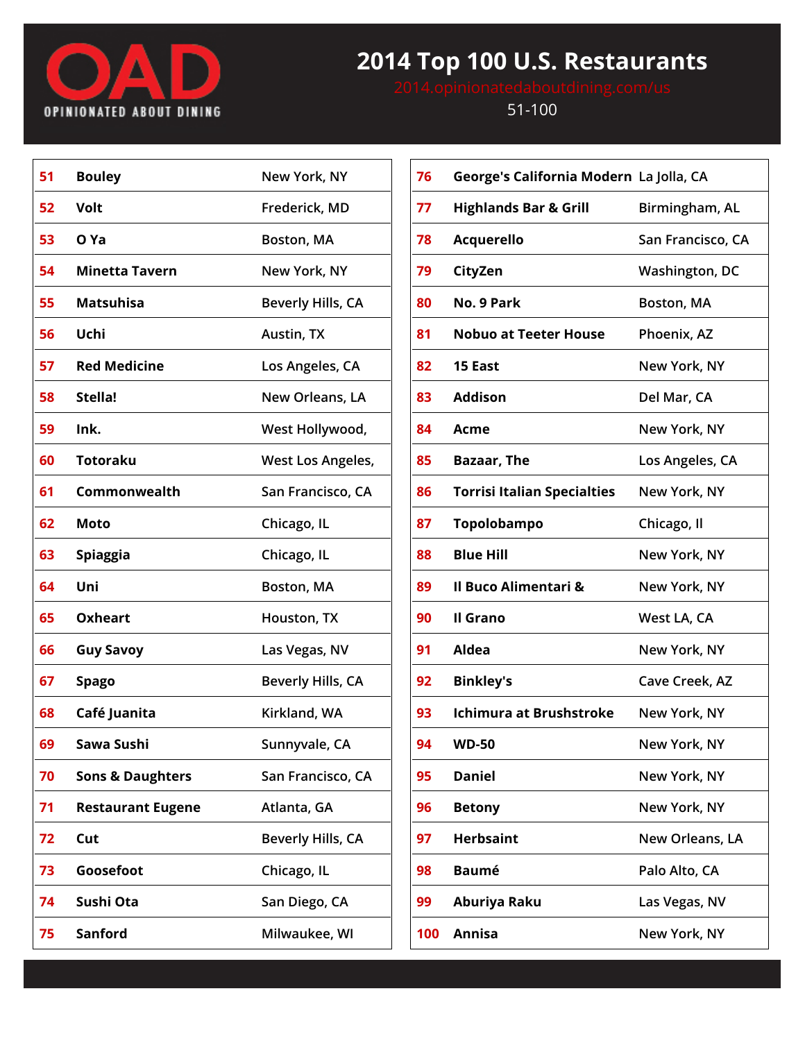# 2014 Top 100 U.S. Restaurants

2014.opinionatedaboutdining.com/us

51-100

| Rank | Restaurant | Location |
|---|---|---|
| 51 | Bouley | New York, NY |
| 52 | Volt | Frederick, MD |
| 53 | O Ya | Boston, MA |
| 54 | Minetta Tavern | New York, NY |
| 55 | Matsuhisa | Beverly Hills, CA |
| 56 | Uchi | Austin, TX |
| 57 | Red Medicine | Los Angeles, CA |
| 58 | Stella! | New Orleans, LA |
| 59 | Ink. | West Hollywood, |
| 60 | Totoraku | West Los Angeles, |
| 61 | Commonwealth | San Francisco, CA |
| 62 | Moto | Chicago, IL |
| 63 | Spiaggia | Chicago, IL |
| 64 | Uni | Boston, MA |
| 65 | Oxheart | Houston, TX |
| 66 | Guy Savoy | Las Vegas, NV |
| 67 | Spago | Beverly Hills, CA |
| 68 | Café Juanita | Kirkland, WA |
| 69 | Sawa Sushi | Sunnyvale, CA |
| 70 | Sons & Daughters | San Francisco, CA |
| 71 | Restaurant Eugene | Atlanta, GA |
| 72 | Cut | Beverly Hills, CA |
| 73 | Goosefoot | Chicago, IL |
| 74 | Sushi Ota | San Diego, CA |
| 75 | Sanford | Milwaukee, WI |
| 76 | George's California Modern | La Jolla, CA |
| 77 | Highlands Bar & Grill | Birmingham, AL |
| 78 | Acquerello | San Francisco, CA |
| 79 | CityZen | Washington, DC |
| 80 | No. 9 Park | Boston, MA |
| 81 | Nobuo at Teeter House | Phoenix, AZ |
| 82 | 15 East | New York, NY |
| 83 | Addison | Del Mar, CA |
| 84 | Acme | New York, NY |
| 85 | Bazaar, The | Los Angeles, CA |
| 86 | Torrisi Italian Specialties | New York, NY |
| 87 | Topolobampo | Chicago, Il |
| 88 | Blue Hill | New York, NY |
| 89 | Il Buco Alimentari & | New York, NY |
| 90 | Il Grano | West LA, CA |
| 91 | Aldea | New York, NY |
| 92 | Binkley's | Cave Creek, AZ |
| 93 | Ichimura at Brushstroke | New York, NY |
| 94 | WD-50 | New York, NY |
| 95 | Daniel | New York, NY |
| 96 | Betony | New York, NY |
| 97 | Herbsaint | New Orleans, LA |
| 98 | Baumé | Palo Alto, CA |
| 99 | Aburiya Raku | Las Vegas, NV |
| 100 | Annisa | New York, NY |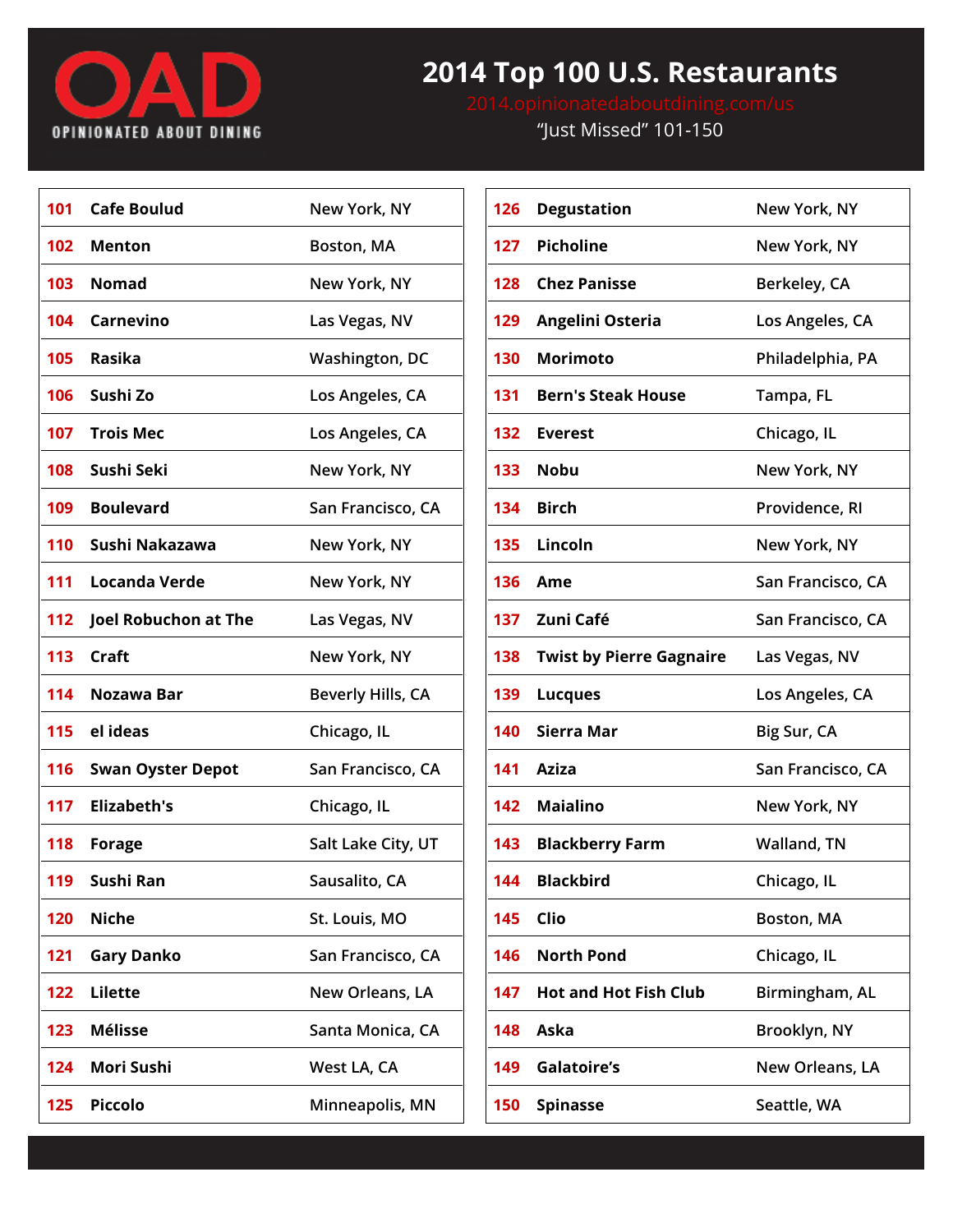OPINIONATED ABOUT DINING

# 2014 Top 100 U.S. Restaurants

2014.opinionatedaboutdining.com/us

"Just Missed" 101-150

| | | |
|---|---|---|
| 101 | **Cafe Boulud** | New York, NY |
| 102 | **Menton** | Boston, MA |
| 103 | **Nomad** | New York, NY |
| 104 | **Carnevino** | Las Vegas, NV |
| 105 | **Rasika** | Washington, DC |
| 106 | **Sushi Zo** | Los Angeles, CA |
| 107 | **Trois Mec** | Los Angeles, CA |
| 108 | **Sushi Seki** | New York, NY |
| 109 | **Boulevard** | San Francisco, CA |
| 110 | **Sushi Nakazawa** | New York, NY |
| 111 | **Locanda Verde** | New York, NY |
| 112 | **Joel Robuchon at The** | Las Vegas, NV |
| 113 | **Craft** | New York, NY |
| 114 | **Nozawa Bar** | Beverly Hills, CA |
| 115 | **el ideas** | Chicago, IL |
| 116 | **Swan Oyster Depot** | San Francisco, CA |
| 117 | **Elizabeth's** | Chicago, IL |
| 118 | **Forage** | Salt Lake City, UT |
| 119 | **Sushi Ran** | Sausalito, CA |
| 120 | **Niche** | St. Louis, MO |
| 121 | **Gary Danko** | San Francisco, CA |
| 122 | **Lilette** | New Orleans, LA |
| 123 | **Mélisse** | Santa Monica, CA |
| 124 | **Mori Sushi** | West LA, CA |
| 125 | **Piccolo** | Minneapolis, MN |
| 126 | **Degustation** | New York, NY |
| 127 | **Picholine** | New York, NY |
| 128 | **Chez Panisse** | Berkeley, CA |
| 129 | **Angelini Osteria** | Los Angeles, CA |
| 130 | **Morimoto** | Philadelphia, PA |
| 131 | **Bern's Steak House** | Tampa, FL |
| 132 | **Everest** | Chicago, IL |
| 133 | **Nobu** | New York, NY |
| 134 | **Birch** | Providence, RI |
| 135 | **Lincoln** | New York, NY |
| 136 | **Ame** | San Francisco, CA |
| 137 | **Zuni Café** | San Francisco, CA |
| 138 | **Twist by Pierre Gagnaire** | Las Vegas, NV |
| 139 | **Lucques** | Los Angeles, CA |
| 140 | **Sierra Mar** | Big Sur, CA |
| 141 | **Aziza** | San Francisco, CA |
| 142 | **Maialino** | New York, NY |
| 143 | **Blackberry Farm** | Walland, TN |
| 144 | **Blackbird** | Chicago, IL |
| 145 | **Clio** | Boston, MA |
| 146 | **North Pond** | Chicago, IL |
| 147 | **Hot and Hot Fish Club** | Birmingham, AL |
| 148 | **Aska** | Brooklyn, NY |
| 149 | **Galatoire's** | New Orleans, LA |
| 150 | **Spinasse** | Seattle, WA |